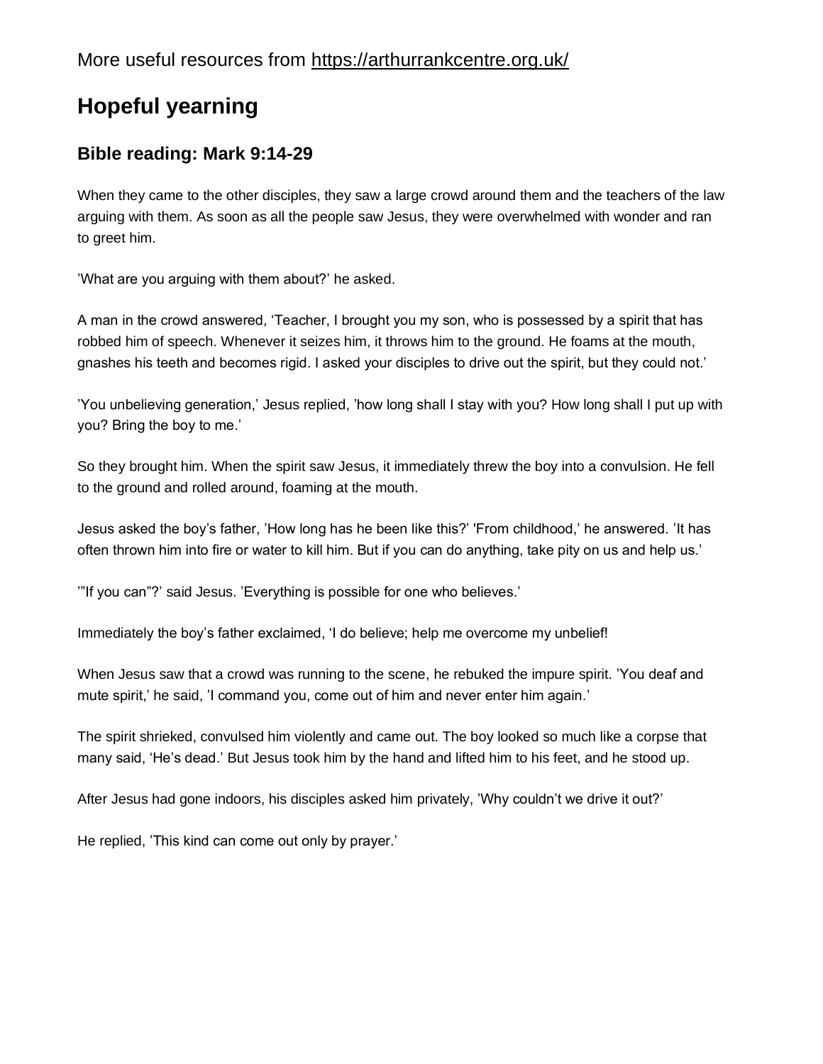More useful resources from https://arthurrankcentre.org.uk/

# Hopeful yearning

## Bible reading: Mark 9:14-29

When they came to the other disciples, they saw a large crowd around them and the teachers of the law arguing with them. As soon as all the people saw Jesus, they were overwhelmed with wonder and ran to greet him.

’What are you arguing with them about?’ he asked.

A man in the crowd answered, ‘Teacher, I brought you my son, who is possessed by a spirit that has robbed him of speech. Whenever it seizes him, it throws him to the ground. He foams at the mouth, gnashes his teeth and becomes rigid. I asked your disciples to drive out the spirit, but they could not.’

’You unbelieving generation,’ Jesus replied, ’how long shall I stay with you? How long shall I put up with you? Bring the boy to me.’

So they brought him. When the spirit saw Jesus, it immediately threw the boy into a convulsion. He fell to the ground and rolled around, foaming at the mouth.

Jesus asked the boy’s father, ’How long has he been like this?’ 'From childhood,’ he answered. ’It has often thrown him into fire or water to kill him. But if you can do anything, take pity on us and help us.’

’”If you can”?’ said Jesus. ’Everything is possible for one who believes.’

Immediately the boy’s father exclaimed, ‘I do believe; help me overcome my unbelief!

When Jesus saw that a crowd was running to the scene, he rebuked the impure spirit. ’You deaf and mute spirit,’ he said, ’I command you, come out of him and never enter him again.’

The spirit shrieked, convulsed him violently and came out. The boy looked so much like a corpse that many said, ‘He’s dead.’ But Jesus took him by the hand and lifted him to his feet, and he stood up.

After Jesus had gone indoors, his disciples asked him privately, ’Why couldn’t we drive it out?’

He replied, ’This kind can come out only by prayer.’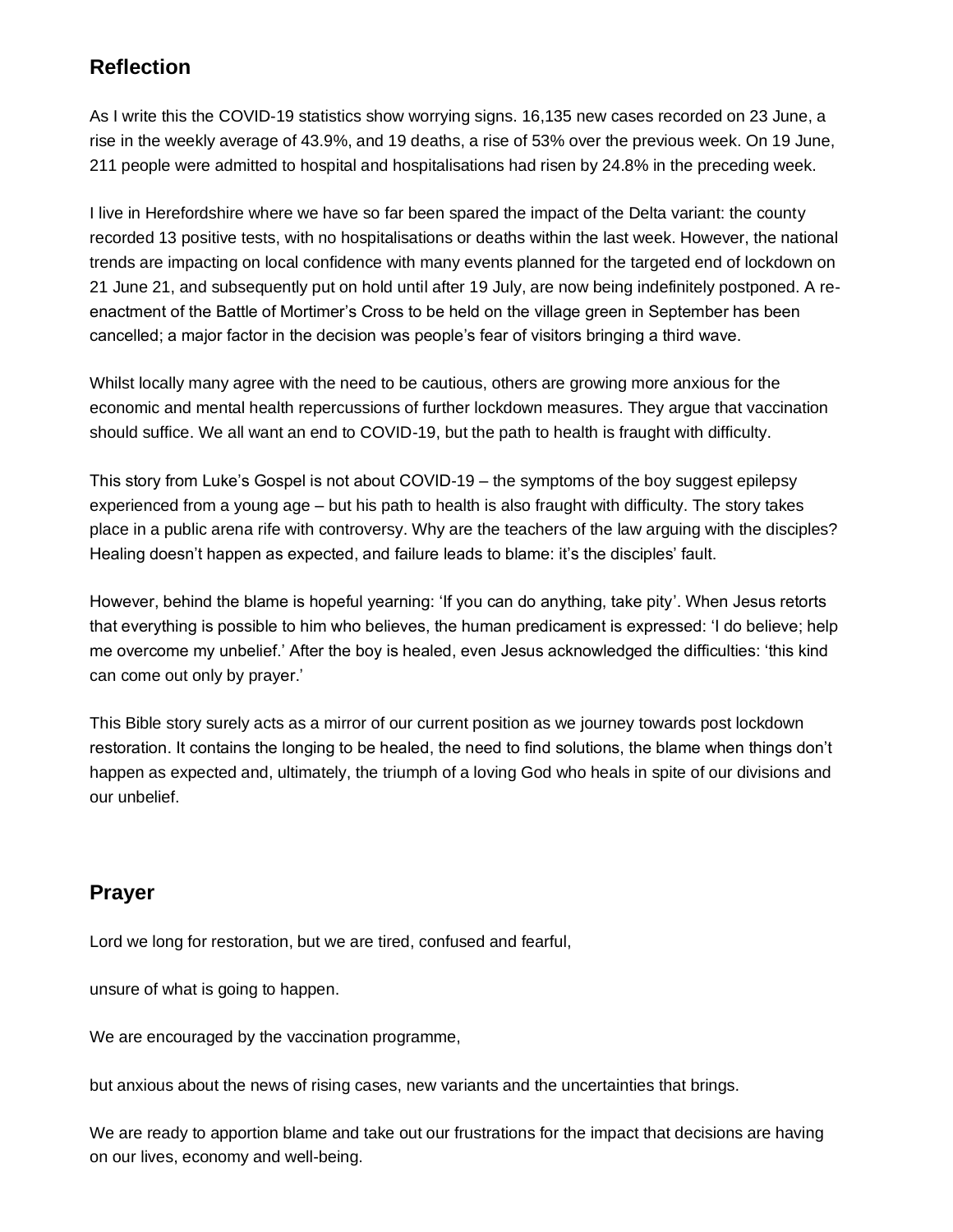## Reflection

As I write this the COVID-19 statistics show worrying signs. 16,135 new cases recorded on 23 June, a rise in the weekly average of 43.9%, and 19 deaths, a rise of 53% over the previous week. On 19 June, 211 people were admitted to hospital and hospitalisations had risen by 24.8% in the preceding week.

I live in Herefordshire where we have so far been spared the impact of the Delta variant: the county recorded 13 positive tests, with no hospitalisations or deaths within the last week. However, the national trends are impacting on local confidence with many events planned for the targeted end of lockdown on 21 June 21, and subsequently put on hold until after 19 July, are now being indefinitely postponed. A re-enactment of the Battle of Mortimer's Cross to be held on the village green in September has been cancelled; a major factor in the decision was people's fear of visitors bringing a third wave.

Whilst locally many agree with the need to be cautious, others are growing more anxious for the economic and mental health repercussions of further lockdown measures. They argue that vaccination should suffice. We all want an end to COVID-19, but the path to health is fraught with difficulty.

This story from Luke's Gospel is not about COVID-19 – the symptoms of the boy suggest epilepsy experienced from a young age – but his path to health is also fraught with difficulty. The story takes place in a public arena rife with controversy. Why are the teachers of the law arguing with the disciples? Healing doesn't happen as expected, and failure leads to blame: it's the disciples' fault.

However, behind the blame is hopeful yearning: 'If you can do anything, take pity'. When Jesus retorts that everything is possible to him who believes, the human predicament is expressed: 'I do believe; help me overcome my unbelief.' After the boy is healed, even Jesus acknowledged the difficulties: 'this kind can come out only by prayer.'

This Bible story surely acts as a mirror of our current position as we journey towards post lockdown restoration. It contains the longing to be healed, the need to find solutions, the blame when things don't happen as expected and, ultimately, the triumph of a loving God who heals in spite of our divisions and our unbelief.

## Prayer

Lord we long for restoration, but we are tired, confused and fearful,

unsure of what is going to happen.

We are encouraged by the vaccination programme,

but anxious about the news of rising cases, new variants and the uncertainties that brings.

We are ready to apportion blame and take out our frustrations for the impact that decisions are having on our lives, economy and well-being.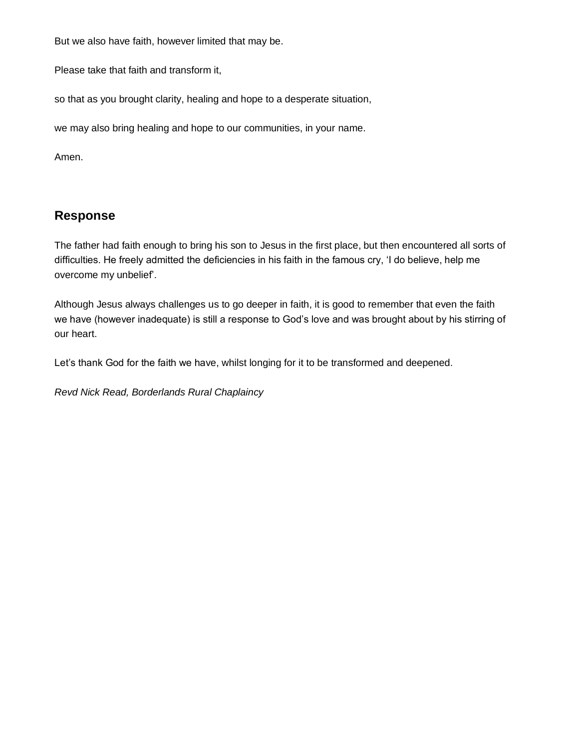But we also have faith, however limited that may be.

Please take that faith and transform it,

so that as you brought clarity, healing and hope to a desperate situation,

we may also bring healing and hope to our communities, in your name.

Amen.

## Response

The father had faith enough to bring his son to Jesus in the first place, but then encountered all sorts of difficulties. He freely admitted the deficiencies in his faith in the famous cry, 'I do believe, help me overcome my unbelief'.

Although Jesus always challenges us to go deeper in faith, it is good to remember that even the faith we have (however inadequate) is still a response to God's love and was brought about by his stirring of our heart.

Let's thank God for the faith we have, whilst longing for it to be transformed and deepened.

*Revd Nick Read, Borderlands Rural Chaplaincy*